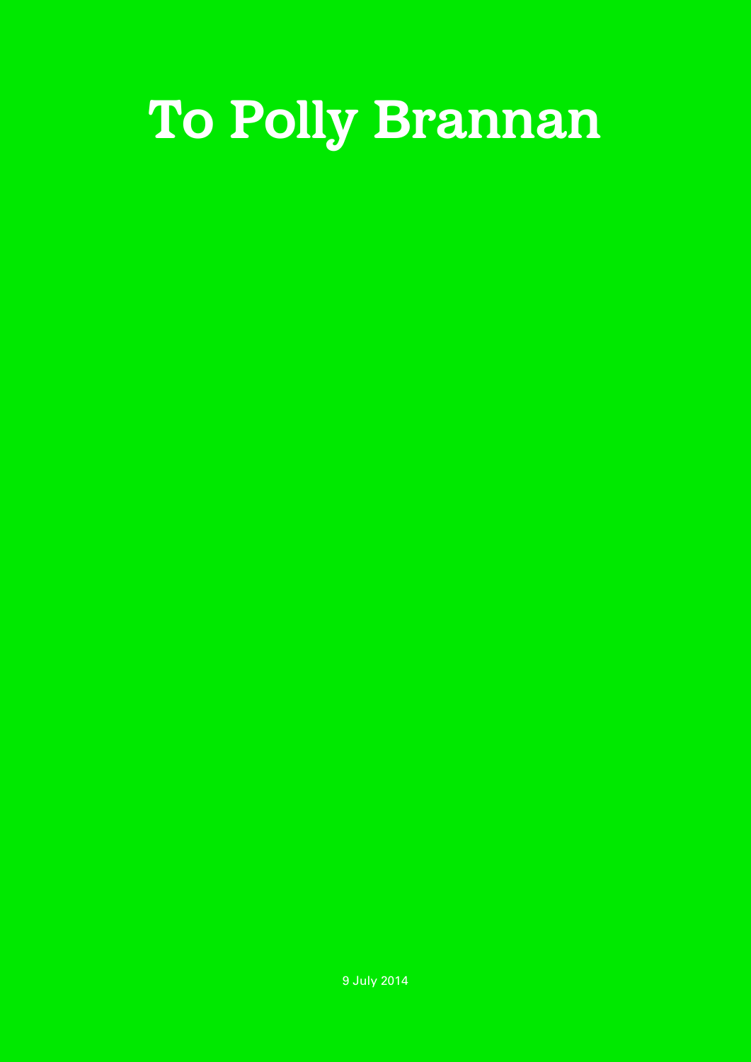# To Polly Brannan

9 July 2014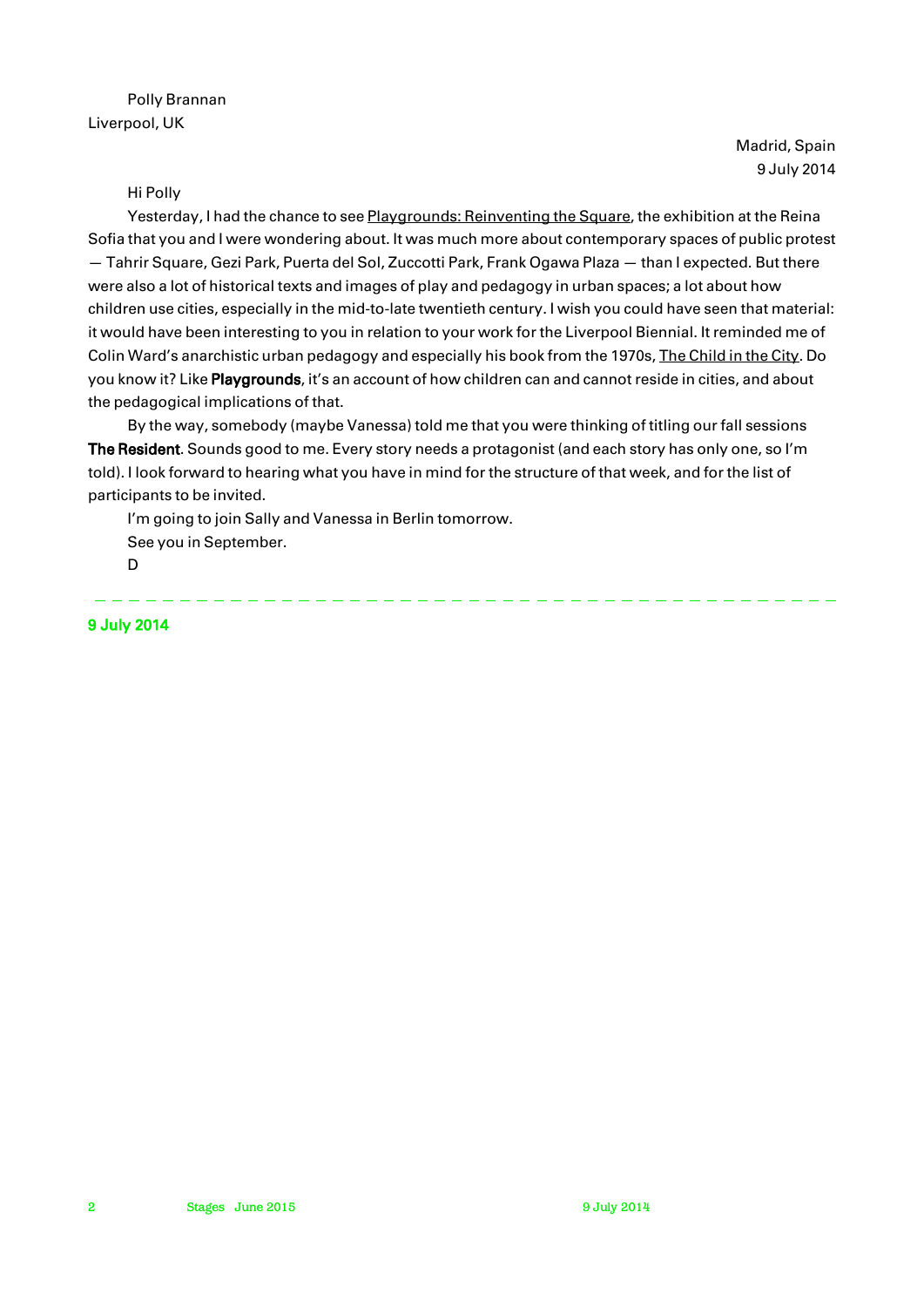Polly Brannan
Liverpool, UK

Madrid, Spain
9 July 2014

Hi Polly

Yesterday, I had the chance to see Playgrounds: Reinventing the Square, the exhibition at the Reina Sofia that you and I were wondering about. It was much more about contemporary spaces of public protest — Tahrir Square, Gezi Park, Puerta del Sol, Zuccotti Park, Frank Ogawa Plaza — than I expected. But there were also a lot of historical texts and images of play and pedagogy in urban spaces; a lot about how children use cities, especially in the mid-to-late twentieth century. I wish you could have seen that material: it would have been interesting to you in relation to your work for the Liverpool Biennial. It reminded me of Colin Ward's anarchistic urban pedagogy and especially his book from the 1970s, The Child in the City. Do you know it? Like **Playgrounds**, it's an account of how children can and cannot reside in cities, and about the pedagogical implications of that.

By the way, somebody (maybe Vanessa) told me that you were thinking of titling our fall sessions **The Resident**. Sounds good to me. Every story needs a protagonist (and each story has only one, so I'm told). I look forward to hearing what you have in mind for the structure of that week, and for the list of participants to be invited.

I'm going to join Sally and Vanessa in Berlin tomorrow.

See you in September.

D

---

**9 July 2014**